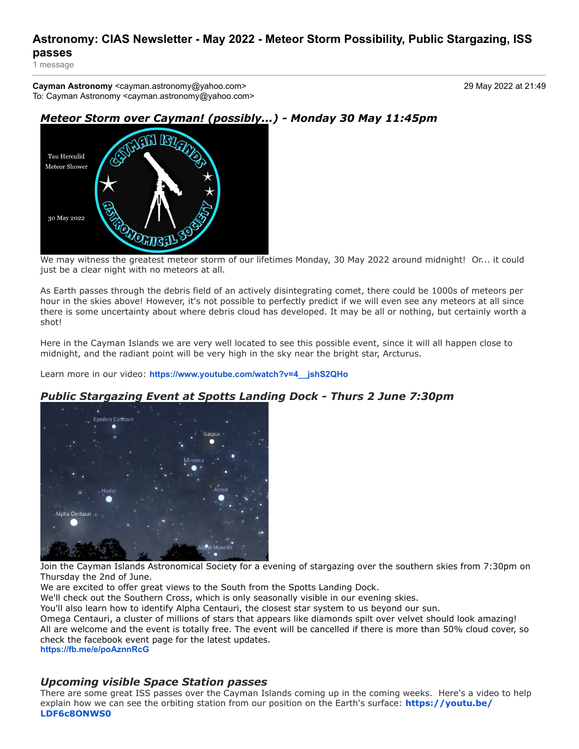# Astronomy: CIAS Newsletter - May 2022 - Meteor Storm Possibility, Public Stargazing, ISS passes

1 message

**Cayman Astronomy** <cayman.astronomy@yahoo.com> — 29 May 2022 at 21:49
To: Cayman Astronomy <cayman.astronomy@yahoo.com>

## *Meteor Storm over Cayman! (possibly...) - Monday 30 May 11:45pm*

We may witness the greatest meteor storm of our lifetimes Monday, 30 May 2022 around midnight! Or... it could just be a clear night with no meteors at all.

As Earth passes through the debris field of an actively disintegrating comet, there could be 1000s of meteors per hour in the skies above! However, it's not possible to perfectly predict if we will even see any meteors at all since there is some uncertainty about where debris cloud has developed. It may be all or nothing, but certainly worth a shot!

Here in the Cayman Islands we are very well located to see this possible event, since it will all happen close to midnight, and the radiant point will be very high in the sky near the bright star, Arcturus.

Learn more in our video: **https://www.youtube.com/watch?v=4__jshS2QHo**

## *Public Stargazing Event at Spotts Landing Dock - Thurs 2 June 7:30pm*

Join the Cayman Islands Astronomical Society for a evening of stargazing over the southern skies from 7:30pm on Thursday the 2nd of June.
We are excited to offer great views to the South from the Spotts Landing Dock.
We'll check out the Southern Cross, which is only seasonally visible in our evening skies.
You'll also learn how to identify Alpha Centauri, the closest star system to us beyond our sun.
Omega Centauri, a cluster of millions of stars that appears like diamonds spilt over velvet should look amazing!
All are welcome and the event is totally free. The event will be cancelled if there is more than 50% cloud cover, so check the facebook event page for the latest updates.
**https://fb.me/e/poAznnRcG**

## *Upcoming visible Space Station passes*

There are some great ISS passes over the Cayman Islands coming up in the coming weeks. Here's a video to help explain how we can see the orbiting station from our position on the Earth's surface: **https://youtu.be/LDF6c8ONWS0**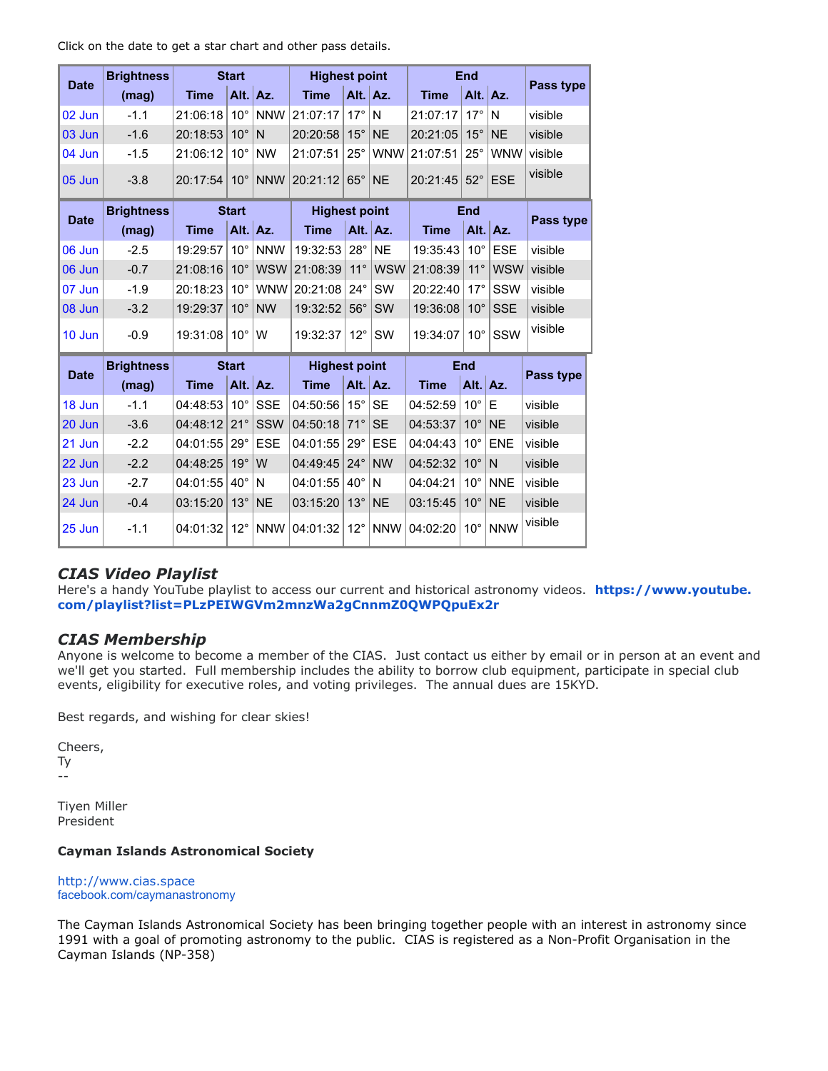Click on the date to get a star chart and other pass details.

| Date | Brightness (mag) | Start Time | Start Alt. | Start Az. | Highest point Time | Highest point Alt. | Highest point Az. | End Time | End Alt. | End Az. | Pass type |
|---|---|---|---|---|---|---|---|---|---|---|---|
| 02 Jun | -1.1 | 21:06:18 | 10° | NNW | 21:07:17 | 17° | N | 21:07:17 | 17° | N | visible |
| 03 Jun | -1.6 | 20:18:53 | 10° | N | 20:20:58 | 15° | NE | 20:21:05 | 15° | NE | visible |
| 04 Jun | -1.5 | 21:06:12 | 10° | NW | 21:07:51 | 25° | WNW | 21:07:51 | 25° | WNW | visible |
| 05 Jun | -3.8 | 20:17:54 | 10° | NNW | 20:21:12 | 65° | NE | 20:21:45 | 52° | ESE | visible |
| 06 Jun | -2.5 | 19:29:57 | 10° | NNW | 19:32:53 | 28° | NE | 19:35:43 | 10° | ESE | visible |
| 06 Jun | -0.7 | 21:08:16 | 10° | WSW | 21:08:39 | 11° | WSW | 21:08:39 | 11° | WSW | visible |
| 07 Jun | -1.9 | 20:18:23 | 10° | WNW | 20:21:08 | 24° | SW | 20:22:40 | 17° | SSW | visible |
| 08 Jun | -3.2 | 19:29:37 | 10° | NW | 19:32:52 | 56° | SW | 19:36:08 | 10° | SSE | visible |
| 10 Jun | -0.9 | 19:31:08 | 10° | W | 19:32:37 | 12° | SW | 19:34:07 | 10° | SSW | visible |
| 18 Jun | -1.1 | 04:48:53 | 10° | SSE | 04:50:56 | 15° | SE | 04:52:59 | 10° | E | visible |
| 20 Jun | -3.6 | 04:48:12 | 21° | SSW | 04:50:18 | 71° | SE | 04:53:37 | 10° | NE | visible |
| 21 Jun | -2.2 | 04:01:55 | 29° | ESE | 04:01:55 | 29° | ESE | 04:04:43 | 10° | ENE | visible |
| 22 Jun | -2.2 | 04:48:25 | 19° | W | 04:49:45 | 24° | NW | 04:52:32 | 10° | N | visible |
| 23 Jun | -2.7 | 04:01:55 | 40° | N | 04:01:55 | 40° | N | 04:04:21 | 10° | NNE | visible |
| 24 Jun | -0.4 | 03:15:20 | 13° | NE | 03:15:20 | 13° | NE | 03:15:45 | 10° | NE | visible |
| 25 Jun | -1.1 | 04:01:32 | 12° | NNW | 04:01:32 | 12° | NNW | 04:02:20 | 10° | NNW | visible |

### *CIAS Video Playlist*

Here's a handy YouTube playlist to access our current and historical astronomy videos. **https://www.youtube.com/playlist?list=PLzPEIWGVm2mnzWa2gCnnmZ0QWPQpuEx2r**

### *CIAS Membership*

Anyone is welcome to become a member of the CIAS. Just contact us either by email or in person at an event and we'll get you started. Full membership includes the ability to borrow club equipment, participate in special club events, eligibility for executive roles, and voting privileges. The annual dues are 15KYD.

Best regards, and wishing for clear skies!

Cheers,
Ty
--

Tiyen Miller
President

**Cayman Islands Astronomical Society**

http://www.cias.space
facebook.com/caymanastronomy

The Cayman Islands Astronomical Society has been bringing together people with an interest in astronomy since 1991 with a goal of promoting astronomy to the public. CIAS is registered as a Non-Profit Organisation in the Cayman Islands (NP-358)